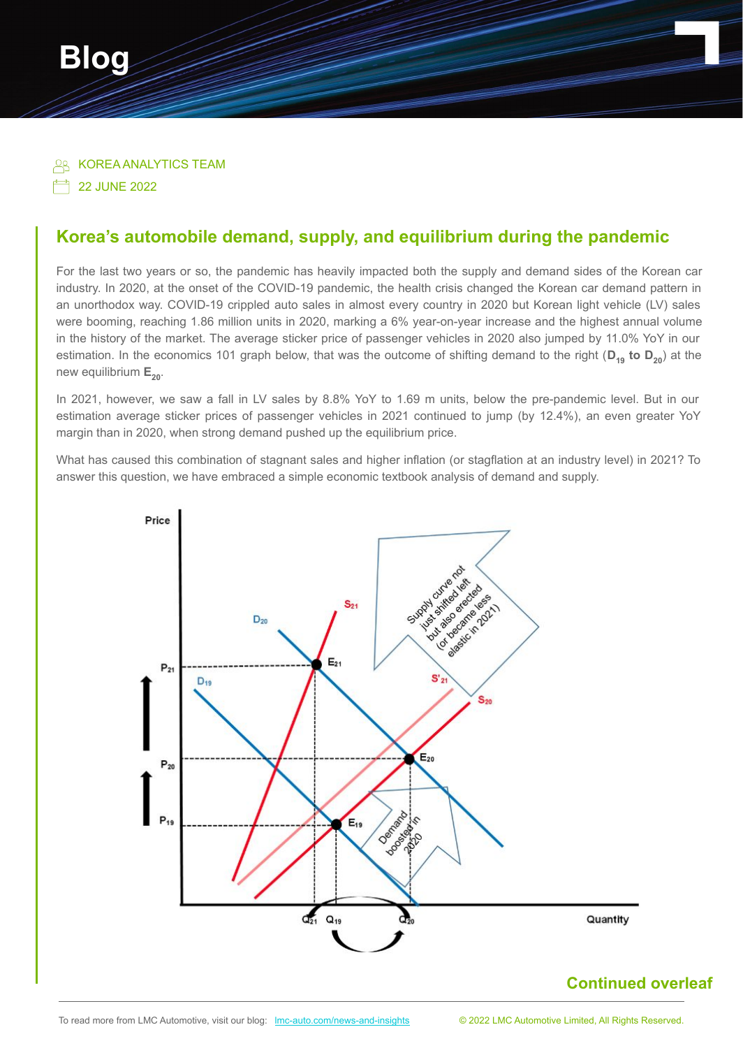# Blog

KOREA ANALYTICS TEAM

22 JUNE 2022

## Korea's automobile demand, supply, and equilibrium during the pandemic

For the last two years or so, the pandemic has heavily impacted both the supply and demand sides of the Korean car industry. In 2020, at the onset of the COVID-19 pandemic, the health crisis changed the Korean car demand pattern in an unorthodox way. COVID-19 crippled auto sales in almost every country in 2020 but Korean light vehicle (LV) sales were booming, reaching 1.86 million units in 2020, marking a 6% year-on-year increase and the highest annual volume in the history of the market. The average sticker price of passenger vehicles in 2020 also jumped by 11.0% YoY in our estimation. In the economics 101 graph below, that was the outcome of shifting demand to the right (**$D_{19}$ to $D_{20}$**) at the new equilibrium **$E_{20}$**.

In 2021, however, we saw a fall in LV sales by 8.8% YoY to 1.69 m units, below the pre-pandemic level. But in our estimation average sticker prices of passenger vehicles in 2021 continued to jump (by 12.4%), an even greater YoY margin than in 2020, when strong demand pushed up the equilibrium price.

What has caused this combination of stagnant sales and higher inflation (or stagflation at an industry level) in 2021? To answer this question, we have embraced a simple economic textbook analysis of demand and supply.

**Continued overleaf**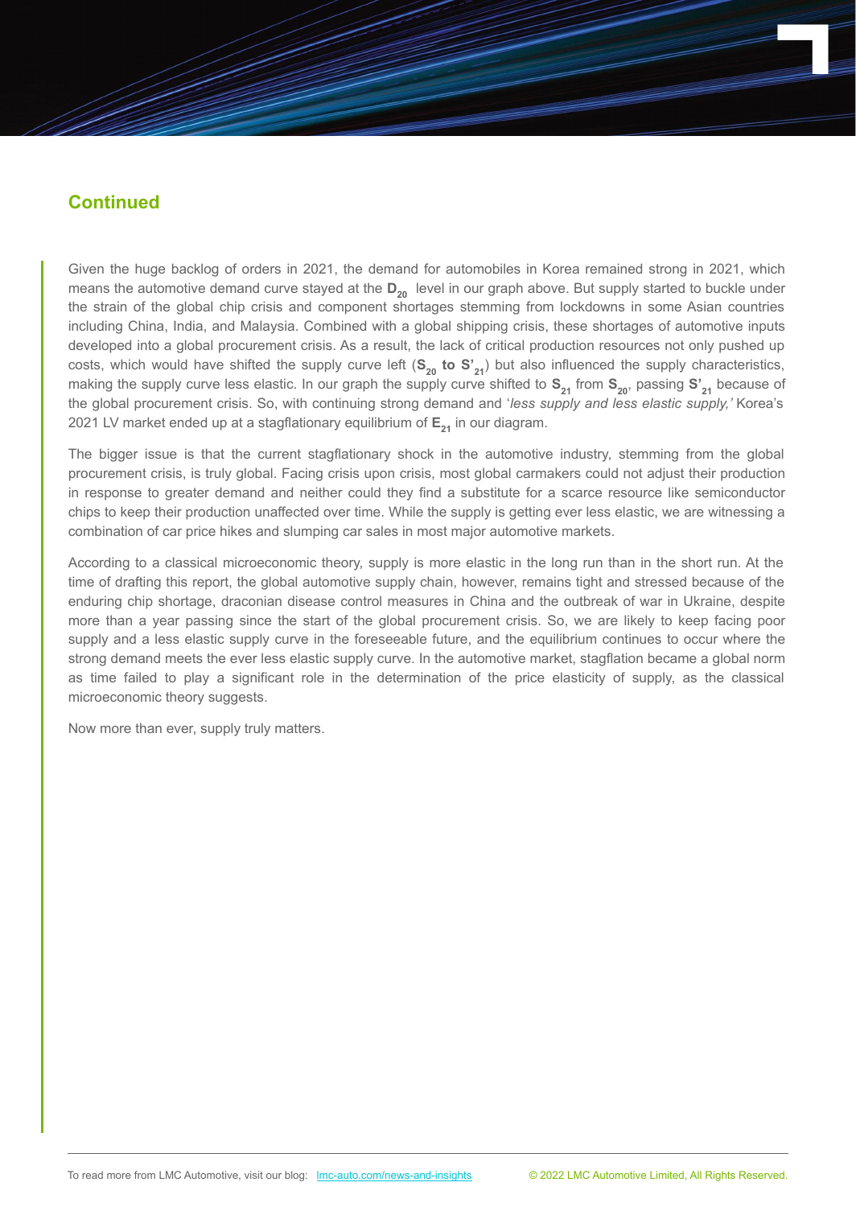## Continued

Given the huge backlog of orders in 2021, the demand for automobiles in Korea remained strong in 2021, which means the automotive demand curve stayed at the $\mathbf{D_{20}}$ level in our graph above. But supply started to buckle under the strain of the global chip crisis and component shortages stemming from lockdowns in some Asian countries including China, India, and Malaysia. Combined with a global shipping crisis, these shortages of automotive inputs developed into a global procurement crisis. As a result, the lack of critical production resources not only pushed up costs, which would have shifted the supply curve left ($\mathbf{S_{20}}$ **to** $\mathbf{S'_{21}}$) but also influenced the supply characteristics, making the supply curve less elastic. In our graph the supply curve shifted to $\mathbf{S_{21}}$ from $\mathbf{S_{20}}$, passing $\mathbf{S'_{21}}$ because of the global procurement crisis. So, with continuing strong demand and '*less supply and less elastic supply,'* Korea's 2021 LV market ended up at a stagflationary equilibrium of $\mathbf{E_{21}}$ in our diagram.

The bigger issue is that the current stagflationary shock in the automotive industry, stemming from the global procurement crisis, is truly global. Facing crisis upon crisis, most global carmakers could not adjust their production in response to greater demand and neither could they find a substitute for a scarce resource like semiconductor chips to keep their production unaffected over time. While the supply is getting ever less elastic, we are witnessing a combination of car price hikes and slumping car sales in most major automotive markets.

According to a classical microeconomic theory, supply is more elastic in the long run than in the short run. At the time of drafting this report, the global automotive supply chain, however, remains tight and stressed because of the enduring chip shortage, draconian disease control measures in China and the outbreak of war in Ukraine, despite more than a year passing since the start of the global procurement crisis. So, we are likely to keep facing poor supply and a less elastic supply curve in the foreseeable future, and the equilibrium continues to occur where the strong demand meets the ever less elastic supply curve. In the automotive market, stagflation became a global norm as time failed to play a significant role in the determination of the price elasticity of supply, as the classical microeconomic theory suggests.

Now more than ever, supply truly matters.